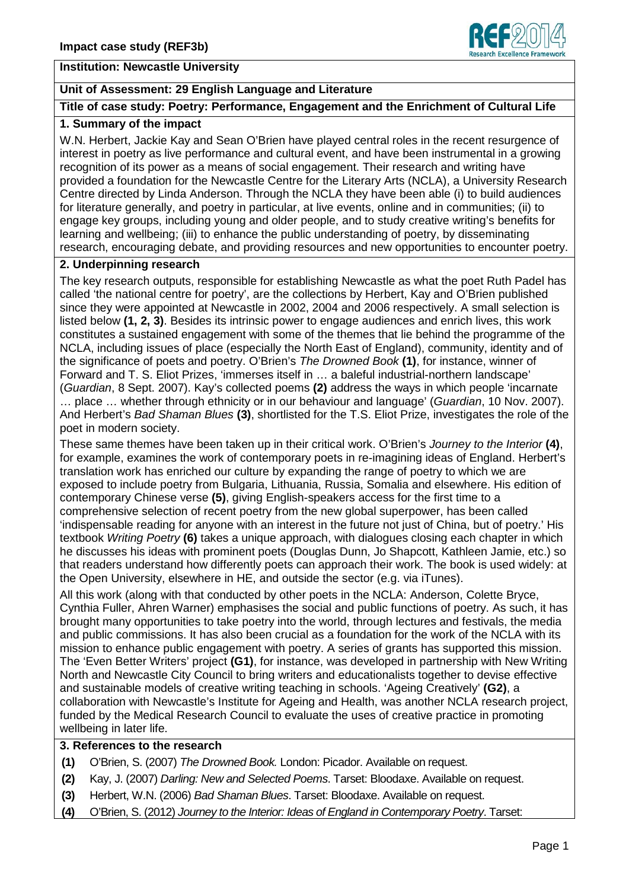**Impact case study (REF3b)**

**Institution: Newcastle University**

**Unit of Assessment: 29 English Language and Literature**

**Title of case study: Poetry: Performance, Engagement and the Enrichment of Cultural Life**

## 1. Summary of the impact

W.N. Herbert, Jackie Kay and Sean O'Brien have played central roles in the recent resurgence of interest in poetry as live performance and cultural event, and have been instrumental in a growing recognition of its power as a means of social engagement. Their research and writing have provided a foundation for the Newcastle Centre for the Literary Arts (NCLA), a University Research Centre directed by Linda Anderson. Through the NCLA they have been able (i) to build audiences for literature generally, and poetry in particular, at live events, online and in communities; (ii) to engage key groups, including young and older people, and to study creative writing's benefits for learning and wellbeing; (iii) to enhance the public understanding of poetry, by disseminating research, encouraging debate, and providing resources and new opportunities to encounter poetry.

## 2. Underpinning research

The key research outputs, responsible for establishing Newcastle as what the poet Ruth Padel has called 'the national centre for poetry', are the collections by Herbert, Kay and O'Brien published since they were appointed at Newcastle in 2002, 2004 and 2006 respectively. A small selection is listed below **(1, 2, 3)**. Besides its intrinsic power to engage audiences and enrich lives, this work constitutes a sustained engagement with some of the themes that lie behind the programme of the NCLA, including issues of place (especially the North East of England), community, identity and of the significance of poets and poetry. O'Brien's *The Drowned Book* **(1)**, for instance, winner of Forward and T. S. Eliot Prizes, 'immerses itself in … a baleful industrial-northern landscape' (*Guardian*, 8 Sept. 2007). Kay's collected poems **(2)** address the ways in which people 'incarnate … place … whether through ethnicity or in our behaviour and language' (*Guardian*, 10 Nov. 2007). And Herbert's *Bad Shaman Blues* **(3)**, shortlisted for the T.S. Eliot Prize, investigates the role of the poet in modern society.

These same themes have been taken up in their critical work. O'Brien's *Journey to the Interior* **(4)**, for example, examines the work of contemporary poets in re-imagining ideas of England. Herbert's translation work has enriched our culture by expanding the range of poetry to which we are exposed to include poetry from Bulgaria, Lithuania, Russia, Somalia and elsewhere. His edition of contemporary Chinese verse **(5)**, giving English-speakers access for the first time to a comprehensive selection of recent poetry from the new global superpower, has been called 'indispensable reading for anyone with an interest in the future not just of China, but of poetry.' His textbook *Writing Poetry* **(6)** takes a unique approach, with dialogues closing each chapter in which he discusses his ideas with prominent poets (Douglas Dunn, Jo Shapcott, Kathleen Jamie, etc.) so that readers understand how differently poets can approach their work. The book is used widely: at the Open University, elsewhere in HE, and outside the sector (e.g. via iTunes).

All this work (along with that conducted by other poets in the NCLA: Anderson, Colette Bryce, Cynthia Fuller, Ahren Warner) emphasises the social and public functions of poetry. As such, it has brought many opportunities to take poetry into the world, through lectures and festivals, the media and public commissions. It has also been crucial as a foundation for the work of the NCLA with its mission to enhance public engagement with poetry. A series of grants has supported this mission. The 'Even Better Writers' project **(G1)**, for instance, was developed in partnership with New Writing North and Newcastle City Council to bring writers and educationalists together to devise effective and sustainable models of creative writing teaching in schools. 'Ageing Creatively' **(G2)**, a collaboration with Newcastle's Institute for Ageing and Health, was another NCLA research project, funded by the Medical Research Council to evaluate the uses of creative practice in promoting wellbeing in later life.

## 3. References to the research

- **(1)** O'Brien, S. (2007) *The Drowned Book.* London: Picador. Available on request.
- **(2)** Kay, J. (2007) *Darling: New and Selected Poems*. Tarset: Bloodaxe. Available on request.
- **(3)** Herbert, W.N. (2006) *Bad Shaman Blues*. Tarset: Bloodaxe. Available on request.
- **(4)** O'Brien, S. (2012) *Journey to the Interior: Ideas of England in Contemporary Poetry*. Tarset: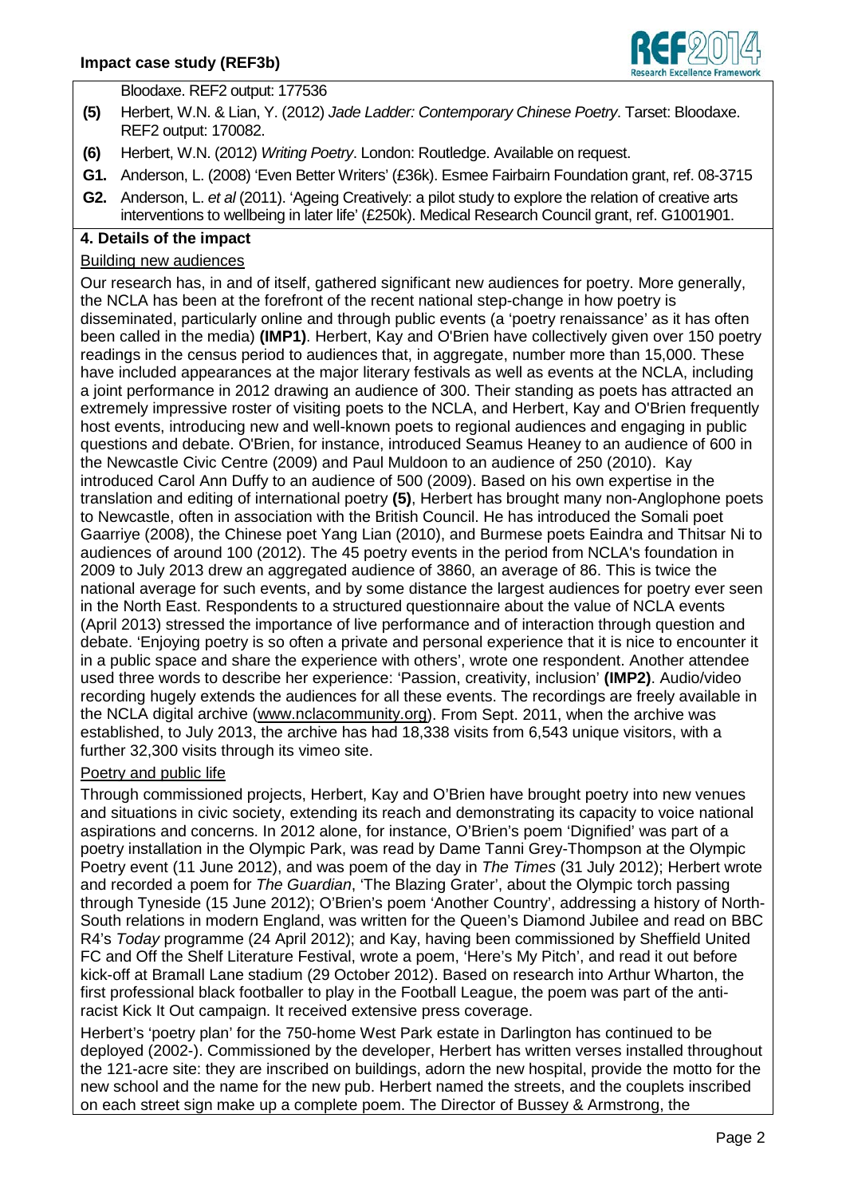Bloodaxe. REF2 output: 177536

**(5)** Herbert, W.N. & Lian, Y. (2012) *Jade Ladder: Contemporary Chinese Poetry*. Tarset: Bloodaxe. REF2 output: 170082.

**(6)** Herbert, W.N. (2012) *Writing Poetry*. London: Routledge. Available on request.

**G1.** Anderson, L. (2008) 'Even Better Writers' (£36k). Esmee Fairbairn Foundation grant, ref. 08-3715

**G2.** Anderson, L. *et al* (2011). 'Ageing Creatively: a pilot study to explore the relation of creative arts interventions to wellbeing in later life' (£250k). Medical Research Council grant, ref. G1001901.

## 4. Details of the impact

### Building new audiences

Our research has, in and of itself, gathered significant new audiences for poetry. More generally, the NCLA has been at the forefront of the recent national step-change in how poetry is disseminated, particularly online and through public events (a 'poetry renaissance' as it has often been called in the media) **(IMP1)**. Herbert, Kay and O'Brien have collectively given over 150 poetry readings in the census period to audiences that, in aggregate, number more than 15,000. These have included appearances at the major literary festivals as well as events at the NCLA, including a joint performance in 2012 drawing an audience of 300. Their standing as poets has attracted an extremely impressive roster of visiting poets to the NCLA, and Herbert, Kay and O'Brien frequently host events, introducing new and well-known poets to regional audiences and engaging in public questions and debate. O'Brien, for instance, introduced Seamus Heaney to an audience of 600 in the Newcastle Civic Centre (2009) and Paul Muldoon to an audience of 250 (2010). Kay introduced Carol Ann Duffy to an audience of 500 (2009). Based on his own expertise in the translation and editing of international poetry **(5)**, Herbert has brought many non-Anglophone poets to Newcastle, often in association with the British Council. He has introduced the Somali poet Gaarriye (2008), the Chinese poet Yang Lian (2010), and Burmese poets Eaindra and Thitsar Ni to audiences of around 100 (2012). The 45 poetry events in the period from NCLA's foundation in 2009 to July 2013 drew an aggregated audience of 3860, an average of 86. This is twice the national average for such events, and by some distance the largest audiences for poetry ever seen in the North East. Respondents to a structured questionnaire about the value of NCLA events (April 2013) stressed the importance of live performance and of interaction through question and debate. 'Enjoying poetry is so often a private and personal experience that it is nice to encounter it in a public space and share the experience with others', wrote one respondent. Another attendee used three words to describe her experience: 'Passion, creativity, inclusion' **(IMP2)**. Audio/video recording hugely extends the audiences for all these events. The recordings are freely available in the NCLA digital archive (www.nclacommunity.org). From Sept. 2011, when the archive was established, to July 2013, the archive has had 18,338 visits from 6,543 unique visitors, with a further 32,300 visits through its vimeo site.

### Poetry and public life

Through commissioned projects, Herbert, Kay and O'Brien have brought poetry into new venues and situations in civic society, extending its reach and demonstrating its capacity to voice national aspirations and concerns. In 2012 alone, for instance, O'Brien's poem 'Dignified' was part of a poetry installation in the Olympic Park, was read by Dame Tanni Grey-Thompson at the Olympic Poetry event (11 June 2012), and was poem of the day in *The Times* (31 July 2012); Herbert wrote and recorded a poem for *The Guardian*, 'The Blazing Grater', about the Olympic torch passing through Tyneside (15 June 2012); O'Brien's poem 'Another Country', addressing a history of North-South relations in modern England, was written for the Queen's Diamond Jubilee and read on BBC R4's *Today* programme (24 April 2012); and Kay, having been commissioned by Sheffield United FC and Off the Shelf Literature Festival, wrote a poem, 'Here's My Pitch', and read it out before kick-off at Bramall Lane stadium (29 October 2012). Based on research into Arthur Wharton, the first professional black footballer to play in the Football League, the poem was part of the anti-racist Kick It Out campaign. It received extensive press coverage.

Herbert's 'poetry plan' for the 750-home West Park estate in Darlington has continued to be deployed (2002-). Commissioned by the developer, Herbert has written verses installed throughout the 121-acre site: they are inscribed on buildings, adorn the new hospital, provide the motto for the new school and the name for the new pub. Herbert named the streets, and the couplets inscribed on each street sign make up a complete poem. The Director of Bussey & Armstrong, the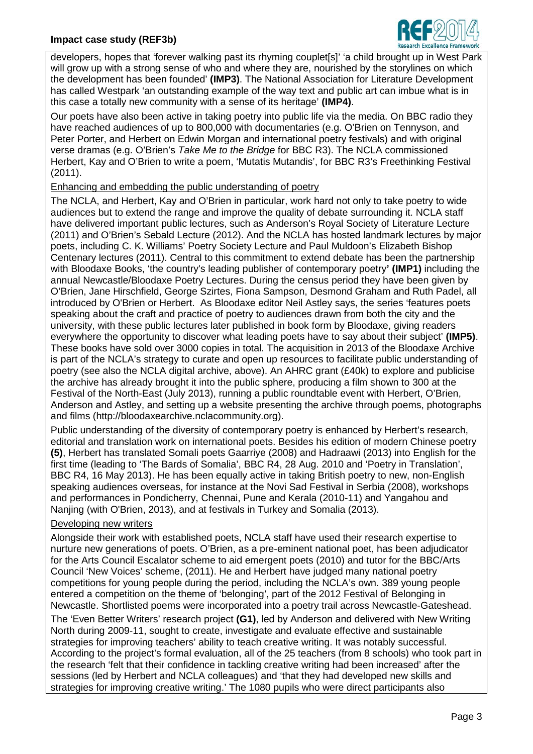developers, hopes that 'forever walking past its rhyming couplet[s]' 'a child brought up in West Park will grow up with a strong sense of who and where they are, nourished by the storylines on which the development has been founded' **(IMP3)**. The National Association for Literature Development has called Westpark 'an outstanding example of the way text and public art can imbue what is in this case a totally new community with a sense of its heritage' **(IMP4)**.

Our poets have also been active in taking poetry into public life via the media. On BBC radio they have reached audiences of up to 800,000 with documentaries (e.g. O'Brien on Tennyson, and Peter Porter, and Herbert on Edwin Morgan and international poetry festivals) and with original verse dramas (e.g. O'Brien's *Take Me to the Bridge* for BBC R3). The NCLA commissioned Herbert, Kay and O'Brien to write a poem, 'Mutatis Mutandis', for BBC R3's Freethinking Festival (2011).

<u>Enhancing and embedding the public understanding of poetry</u>

The NCLA, and Herbert, Kay and O'Brien in particular, work hard not only to take poetry to wide audiences but to extend the range and improve the quality of debate surrounding it. NCLA staff have delivered important public lectures, such as Anderson's Royal Society of Literature Lecture (2011) and O'Brien's Sebald Lecture (2012). And the NCLA has hosted landmark lectures by major poets, including C. K. Williams' Poetry Society Lecture and Paul Muldoon's Elizabeth Bishop Centenary lectures (2011). Central to this commitment to extend debate has been the partnership with Bloodaxe Books, 'the country's leading publisher of contemporary poetry**' (IMP1)** including the annual Newcastle/Bloodaxe Poetry Lectures. During the census period they have been given by O'Brien, Jane Hirschfield, George Szirtes, Fiona Sampson, Desmond Graham and Ruth Padel, all introduced by O'Brien or Herbert. As Bloodaxe editor Neil Astley says, the series 'features poets speaking about the craft and practice of poetry to audiences drawn from both the city and the university, with these public lectures later published in book form by Bloodaxe, giving readers everywhere the opportunity to discover what leading poets have to say about their subject' **(IMP5)**. These books have sold over 3000 copies in total. The acquisition in 2013 of the Bloodaxe Archive is part of the NCLA's strategy to curate and open up resources to facilitate public understanding of poetry (see also the NCLA digital archive, above). An AHRC grant (£40k) to explore and publicise the archive has already brought it into the public sphere, producing a film shown to 300 at the Festival of the North-East (July 2013), running a public roundtable event with Herbert, O'Brien, Anderson and Astley, and setting up a website presenting the archive through poems, photographs and films (http://bloodaxearchive.nclacommunity.org).

Public understanding of the diversity of contemporary poetry is enhanced by Herbert's research, editorial and translation work on international poets. Besides his edition of modern Chinese poetry **(5)**, Herbert has translated Somali poets Gaarriye (2008) and Hadraawi (2013) into English for the first time (leading to 'The Bards of Somalia', BBC R4, 28 Aug. 2010 and 'Poetry in Translation', BBC R4, 16 May 2013). He has been equally active in taking British poetry to new, non-English speaking audiences overseas, for instance at the Novi Sad Festival in Serbia (2008), workshops and performances in Pondicherry, Chennai, Pune and Kerala (2010-11) and Yangahou and Nanjing (with O'Brien, 2013), and at festivals in Turkey and Somalia (2013).

<u>Developing new writers</u>

Alongside their work with established poets, NCLA staff have used their research expertise to nurture new generations of poets. O'Brien, as a pre-eminent national poet, has been adjudicator for the Arts Council Escalator scheme to aid emergent poets (2010) and tutor for the BBC/Arts Council 'New Voices' scheme, (2011). He and Herbert have judged many national poetry competitions for young people during the period, including the NCLA's own. 389 young people entered a competition on the theme of 'belonging', part of the 2012 Festival of Belonging in Newcastle. Shortlisted poems were incorporated into a poetry trail across Newcastle-Gateshead.

The 'Even Better Writers' research project **(G1)**, led by Anderson and delivered with New Writing North during 2009-11, sought to create, investigate and evaluate effective and sustainable strategies for improving teachers' ability to teach creative writing. It was notably successful. According to the project's formal evaluation, all of the 25 teachers (from 8 schools) who took part in the research 'felt that their confidence in tackling creative writing had been increased' after the sessions (led by Herbert and NCLA colleagues) and 'that they had developed new skills and strategies for improving creative writing.' The 1080 pupils who were direct participants also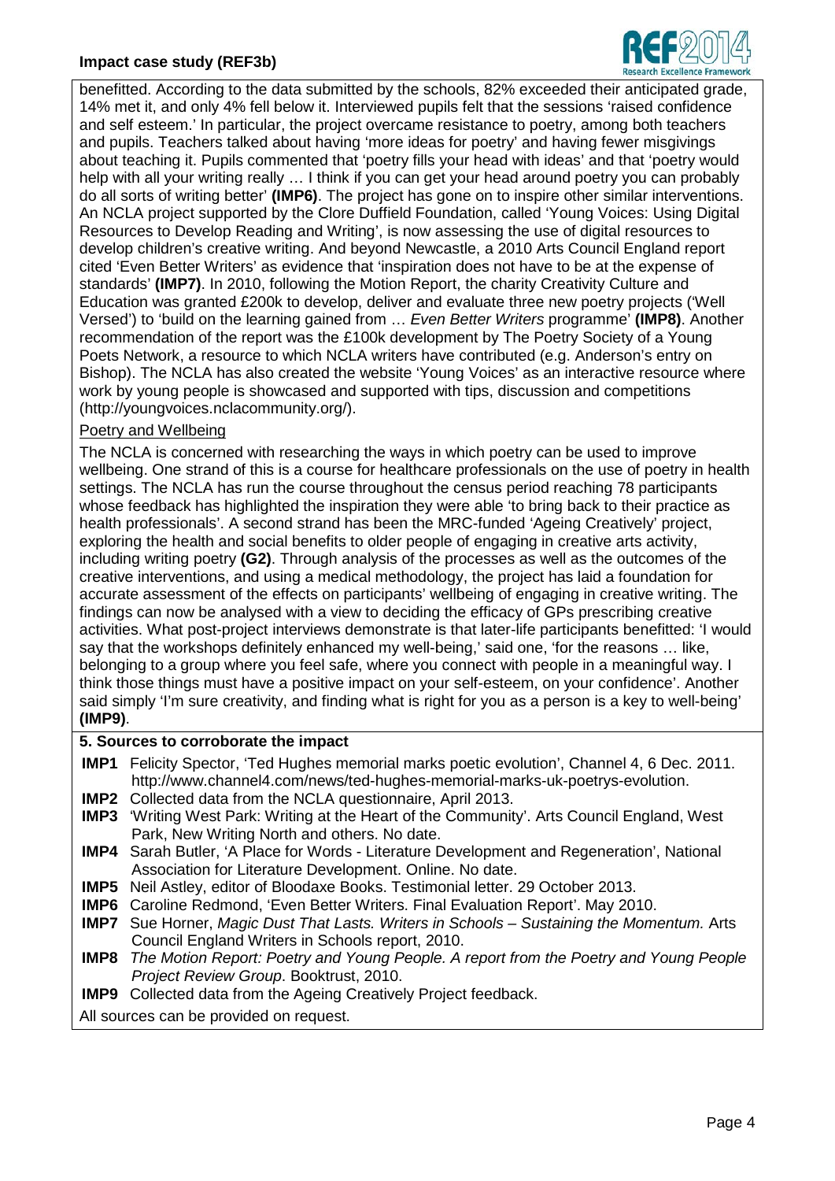benefitted. According to the data submitted by the schools, 82% exceeded their anticipated grade, 14% met it, and only 4% fell below it. Interviewed pupils felt that the sessions 'raised confidence and self esteem.' In particular, the project overcame resistance to poetry, among both teachers and pupils. Teachers talked about having 'more ideas for poetry' and having fewer misgivings about teaching it. Pupils commented that 'poetry fills your head with ideas' and that 'poetry would help with all your writing really … I think if you can get your head around poetry you can probably do all sorts of writing better' **(IMP6)**. The project has gone on to inspire other similar interventions. An NCLA project supported by the Clore Duffield Foundation, called 'Young Voices: Using Digital Resources to Develop Reading and Writing', is now assessing the use of digital resources to develop children's creative writing. And beyond Newcastle, a 2010 Arts Council England report cited 'Even Better Writers' as evidence that 'inspiration does not have to be at the expense of standards' **(IMP7)**. In 2010, following the Motion Report, the charity Creativity Culture and Education was granted £200k to develop, deliver and evaluate three new poetry projects ('Well Versed') to 'build on the learning gained from … *Even Better Writers* programme' **(IMP8)**. Another recommendation of the report was the £100k development by The Poetry Society of a Young Poets Network, a resource to which NCLA writers have contributed (e.g. Anderson's entry on Bishop). The NCLA has also created the website 'Young Voices' as an interactive resource where work by young people is showcased and supported with tips, discussion and competitions (http://youngvoices.nclacommunity.org/).

Poetry and Wellbeing

The NCLA is concerned with researching the ways in which poetry can be used to improve wellbeing. One strand of this is a course for healthcare professionals on the use of poetry in health settings. The NCLA has run the course throughout the census period reaching 78 participants whose feedback has highlighted the inspiration they were able 'to bring back to their practice as health professionals'. A second strand has been the MRC-funded 'Ageing Creatively' project, exploring the health and social benefits to older people of engaging in creative arts activity, including writing poetry **(G2)**. Through analysis of the processes as well as the outcomes of the creative interventions, and using a medical methodology, the project has laid a foundation for accurate assessment of the effects on participants' wellbeing of engaging in creative writing. The findings can now be analysed with a view to deciding the efficacy of GPs prescribing creative activities. What post-project interviews demonstrate is that later-life participants benefitted: 'I would say that the workshops definitely enhanced my well-being,' said one, 'for the reasons … like, belonging to a group where you feel safe, where you connect with people in a meaningful way. I think those things must have a positive impact on your self-esteem, on your confidence'. Another said simply 'I'm sure creativity, and finding what is right for you as a person is a key to well-being' **(IMP9)**.

**5. Sources to corroborate the impact**

- **IMP1** Felicity Spector, 'Ted Hughes memorial marks poetic evolution', Channel 4, 6 Dec. 2011. http://www.channel4.com/news/ted-hughes-memorial-marks-uk-poetrys-evolution.
- **IMP2** Collected data from the NCLA questionnaire, April 2013.
- **IMP3** 'Writing West Park: Writing at the Heart of the Community'. Arts Council England, West Park, New Writing North and others. No date.
- **IMP4** Sarah Butler, 'A Place for Words - Literature Development and Regeneration', National Association for Literature Development. Online. No date.
- **IMP5** Neil Astley, editor of Bloodaxe Books. Testimonial letter. 29 October 2013.
- **IMP6** Caroline Redmond, 'Even Better Writers. Final Evaluation Report'. May 2010.
- **IMP7** Sue Horner, *Magic Dust That Lasts. Writers in Schools – Sustaining the Momentum.* Arts Council England Writers in Schools report, 2010.
- **IMP8** *The Motion Report: Poetry and Young People. A report from the Poetry and Young People Project Review Group*. Booktrust, 2010.
- **IMP9** Collected data from the Ageing Creatively Project feedback.

All sources can be provided on request.